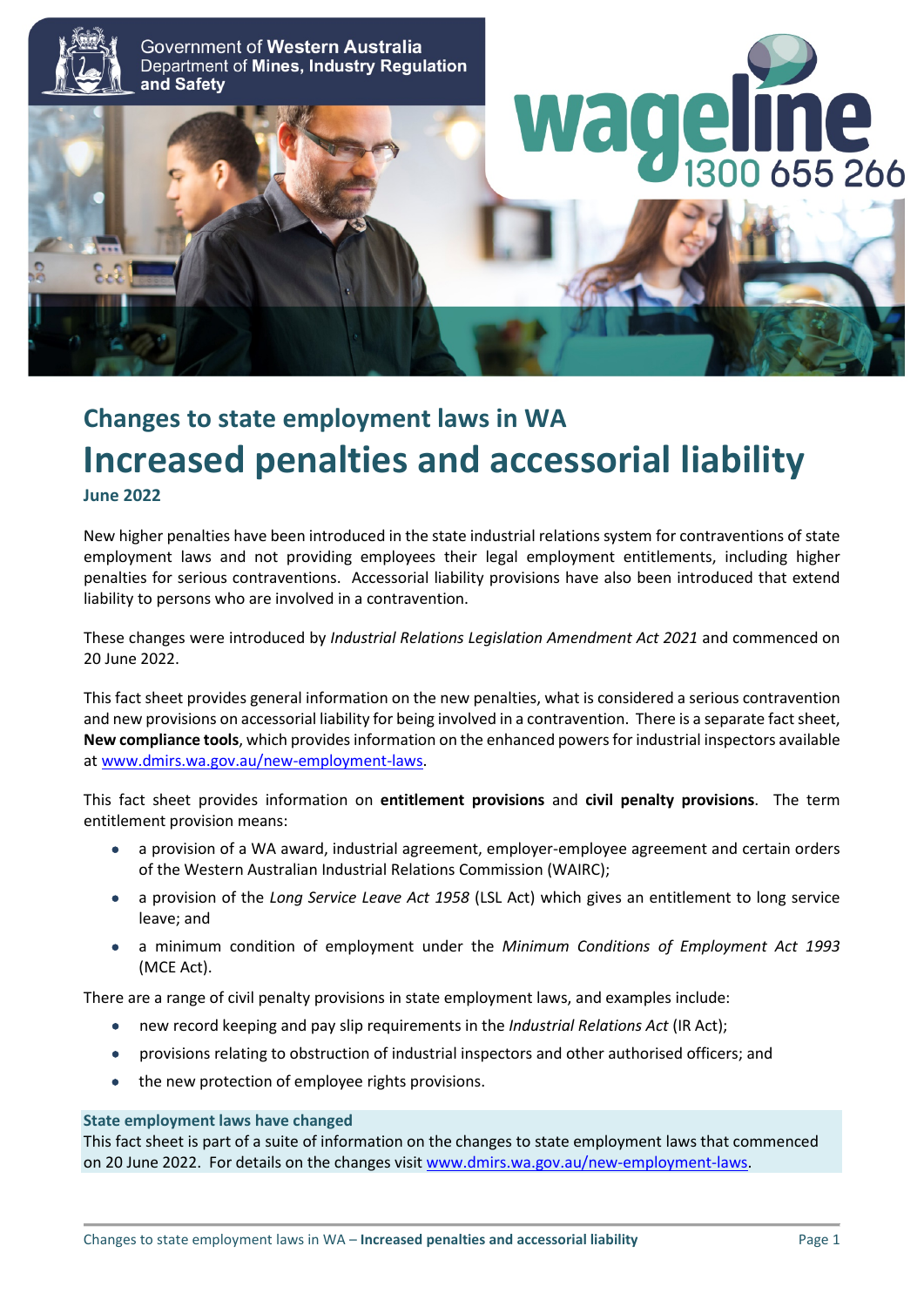Government of Western Australia
Department of Mines, Industry Regulation and Safety

wageline 1300 655 266

## Changes to state employment laws in WA

# Increased penalties and accessorial liability

**June 2022**

New higher penalties have been introduced in the state industrial relations system for contraventions of state employment laws and not providing employees their legal employment entitlements, including higher penalties for serious contraventions. Accessorial liability provisions have also been introduced that extend liability to persons who are involved in a contravention.

These changes were introduced by *Industrial Relations Legislation Amendment Act 2021* and commenced on 20 June 2022.

This fact sheet provides general information on the new penalties, what is considered a serious contravention and new provisions on accessorial liability for being involved in a contravention. There is a separate fact sheet, **New compliance tools**, which provides information on the enhanced powers for industrial inspectors available at www.dmirs.wa.gov.au/new-employment-laws.

This fact sheet provides information on **entitlement provisions** and **civil penalty provisions**. The term entitlement provision means:

- a provision of a WA award, industrial agreement, employer-employee agreement and certain orders of the Western Australian Industrial Relations Commission (WAIRC);
- a provision of the *Long Service Leave Act 1958* (LSL Act) which gives an entitlement to long service leave; and
- a minimum condition of employment under the *Minimum Conditions of Employment Act 1993* (MCE Act).

There are a range of civil penalty provisions in state employment laws, and examples include:

- new record keeping and pay slip requirements in the *Industrial Relations Act* (IR Act);
- provisions relating to obstruction of industrial inspectors and other authorised officers; and
- the new protection of employee rights provisions.

**State employment laws have changed**

This fact sheet is part of a suite of information on the changes to state employment laws that commenced on 20 June 2022. For details on the changes visit www.dmirs.wa.gov.au/new-employment-laws.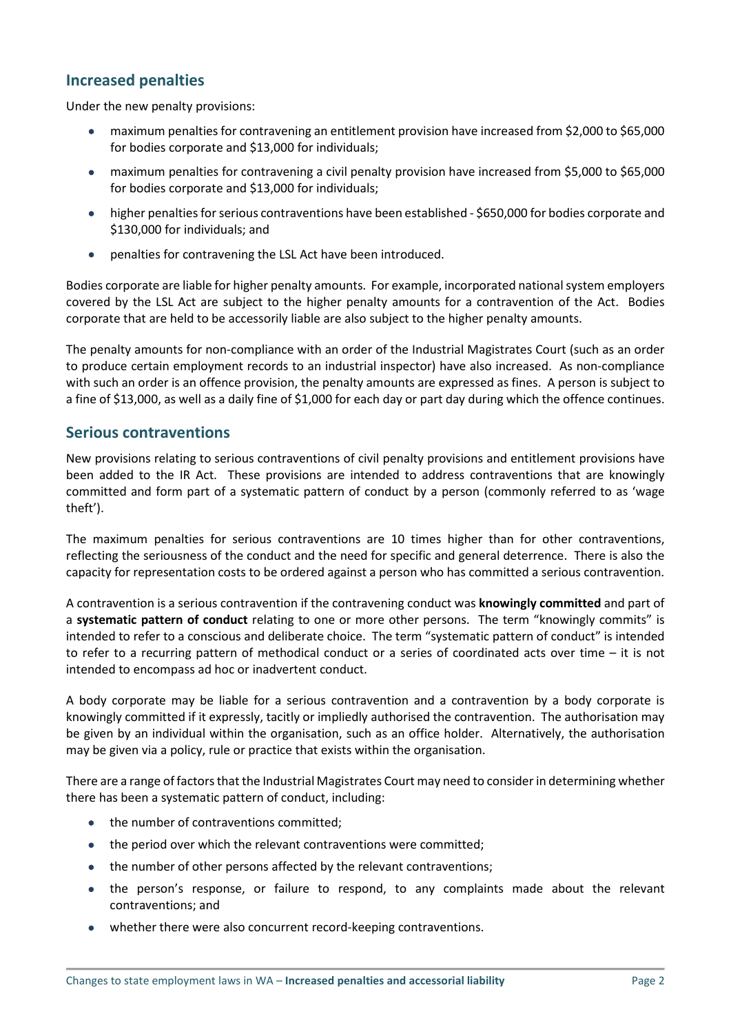## Increased penalties

Under the new penalty provisions:

- maximum penalties for contravening an entitlement provision have increased from $2,000 to $65,000 for bodies corporate and $13,000 for individuals;
- maximum penalties for contravening a civil penalty provision have increased from $5,000 to $65,000 for bodies corporate and $13,000 for individuals;
- higher penalties for serious contraventions have been established - $650,000 for bodies corporate and $130,000 for individuals; and
- penalties for contravening the LSL Act have been introduced.

Bodies corporate are liable for higher penalty amounts. For example, incorporated national system employers covered by the LSL Act are subject to the higher penalty amounts for a contravention of the Act. Bodies corporate that are held to be accessorily liable are also subject to the higher penalty amounts.

The penalty amounts for non-compliance with an order of the Industrial Magistrates Court (such as an order to produce certain employment records to an industrial inspector) have also increased. As non-compliance with such an order is an offence provision, the penalty amounts are expressed as fines. A person is subject to a fine of $13,000, as well as a daily fine of $1,000 for each day or part day during which the offence continues.

## Serious contraventions

New provisions relating to serious contraventions of civil penalty provisions and entitlement provisions have been added to the IR Act. These provisions are intended to address contraventions that are knowingly committed and form part of a systematic pattern of conduct by a person (commonly referred to as 'wage theft').

The maximum penalties for serious contraventions are 10 times higher than for other contraventions, reflecting the seriousness of the conduct and the need for specific and general deterrence. There is also the capacity for representation costs to be ordered against a person who has committed a serious contravention.

A contravention is a serious contravention if the contravening conduct was **knowingly committed** and part of a **systematic pattern of conduct** relating to one or more other persons. The term "knowingly commits" is intended to refer to a conscious and deliberate choice. The term "systematic pattern of conduct" is intended to refer to a recurring pattern of methodical conduct or a series of coordinated acts over time – it is not intended to encompass ad hoc or inadvertent conduct.

A body corporate may be liable for a serious contravention and a contravention by a body corporate is knowingly committed if it expressly, tacitly or impliedly authorised the contravention. The authorisation may be given by an individual within the organisation, such as an office holder. Alternatively, the authorisation may be given via a policy, rule or practice that exists within the organisation.

There are a range of factors that the Industrial Magistrates Court may need to consider in determining whether there has been a systematic pattern of conduct, including:

- the number of contraventions committed;
- the period over which the relevant contraventions were committed;
- the number of other persons affected by the relevant contraventions;
- the person's response, or failure to respond, to any complaints made about the relevant contraventions; and
- whether there were also concurrent record-keeping contraventions.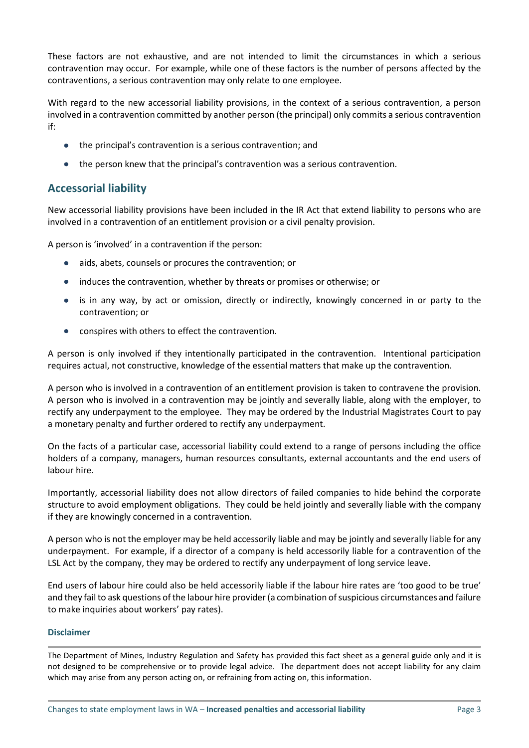These factors are not exhaustive, and are not intended to limit the circumstances in which a serious contravention may occur. For example, while one of these factors is the number of persons affected by the contraventions, a serious contravention may only relate to one employee.

With regard to the new accessorial liability provisions, in the context of a serious contravention, a person involved in a contravention committed by another person (the principal) only commits a serious contravention if:

- the principal's contravention is a serious contravention; and
- the person knew that the principal's contravention was a serious contravention.

## Accessorial liability

New accessorial liability provisions have been included in the IR Act that extend liability to persons who are involved in a contravention of an entitlement provision or a civil penalty provision.

A person is 'involved' in a contravention if the person:

- aids, abets, counsels or procures the contravention; or
- induces the contravention, whether by threats or promises or otherwise; or
- is in any way, by act or omission, directly or indirectly, knowingly concerned in or party to the contravention; or
- conspires with others to effect the contravention.

A person is only involved if they intentionally participated in the contravention. Intentional participation requires actual, not constructive, knowledge of the essential matters that make up the contravention.

A person who is involved in a contravention of an entitlement provision is taken to contravene the provision. A person who is involved in a contravention may be jointly and severally liable, along with the employer, to rectify any underpayment to the employee. They may be ordered by the Industrial Magistrates Court to pay a monetary penalty and further ordered to rectify any underpayment.

On the facts of a particular case, accessorial liability could extend to a range of persons including the office holders of a company, managers, human resources consultants, external accountants and the end users of labour hire.

Importantly, accessorial liability does not allow directors of failed companies to hide behind the corporate structure to avoid employment obligations. They could be held jointly and severally liable with the company if they are knowingly concerned in a contravention.

A person who is not the employer may be held accessorily liable and may be jointly and severally liable for any underpayment. For example, if a director of a company is held accessorily liable for a contravention of the LSL Act by the company, they may be ordered to rectify any underpayment of long service leave.

End users of labour hire could also be held accessorily liable if the labour hire rates are 'too good to be true' and they fail to ask questions of the labour hire provider (a combination of suspicious circumstances and failure to make inquiries about workers' pay rates).

### Disclaimer

The Department of Mines, Industry Regulation and Safety has provided this fact sheet as a general guide only and it is not designed to be comprehensive or to provide legal advice. The department does not accept liability for any claim which may arise from any person acting on, or refraining from acting on, this information.